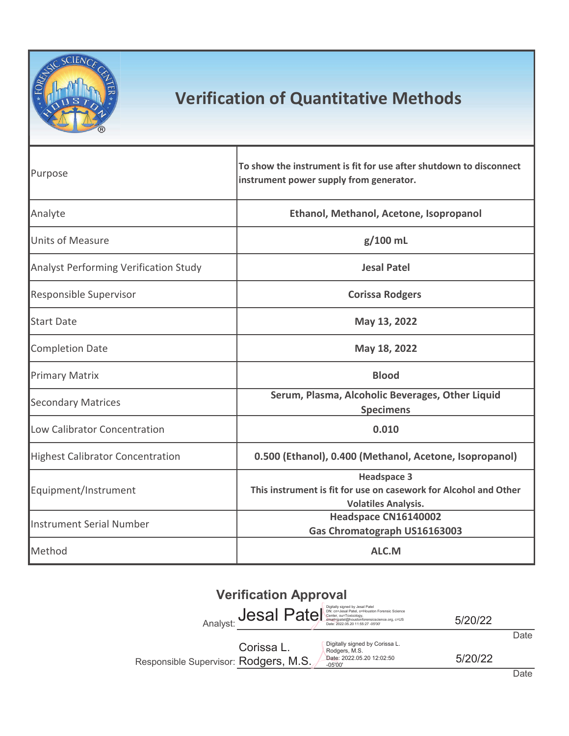# Verification of Quantitative Methods

| | |
|---|---|
| Purpose | **To show the instrument is fit for use after shutdown to disconnect instrument power supply from generator.** |
| Analyte | **Ethanol, Methanol, Acetone, Isopropanol** |
| Units of Measure | **g/100 mL** |
| Analyst Performing Verification Study | **Jesal Patel** |
| Responsible Supervisor | **Corissa Rodgers** |
| Start Date | **May 13, 2022** |
| Completion Date | **May 18, 2022** |
| Primary Matrix | **Blood** |
| Secondary Matrices | **Serum, Plasma, Alcoholic Beverages, Other Liquid Specimens** |
| Low Calibrator Concentration | **0.010** |
| Highest Calibrator Concentration | **0.500 (Ethanol), 0.400 (Methanol, Acetone, Isopropanol)** |
| Equipment/Instrument | **Headspace 3**<br>**This instrument is fit for use on casework for Alcohol and Other Volatiles Analysis.** |
| Instrument Serial Number | **Headspace CN16140002**<br>**Gas Chromatograph US16163003** |
| Method | **ALC.M** |

## Verification Approval

Analyst: Jesal Patel — Digitally signed by Jesal Patel DN: cn=Jesal Patel, o=Houston Forensic Science Center, ou=Toxicology, email=jpatel@houstonforensicscience.org, c=US Date: 2022.05.20 11:55:27 -05'00' — 5/20/22

Date

Responsible Supervisor: Corissa L. Rodgers, M.S. — Digitally signed by Corissa L. Rodgers, M.S. Date: 2022.05.20 12:02:50 -05'00' — 5/20/22

Date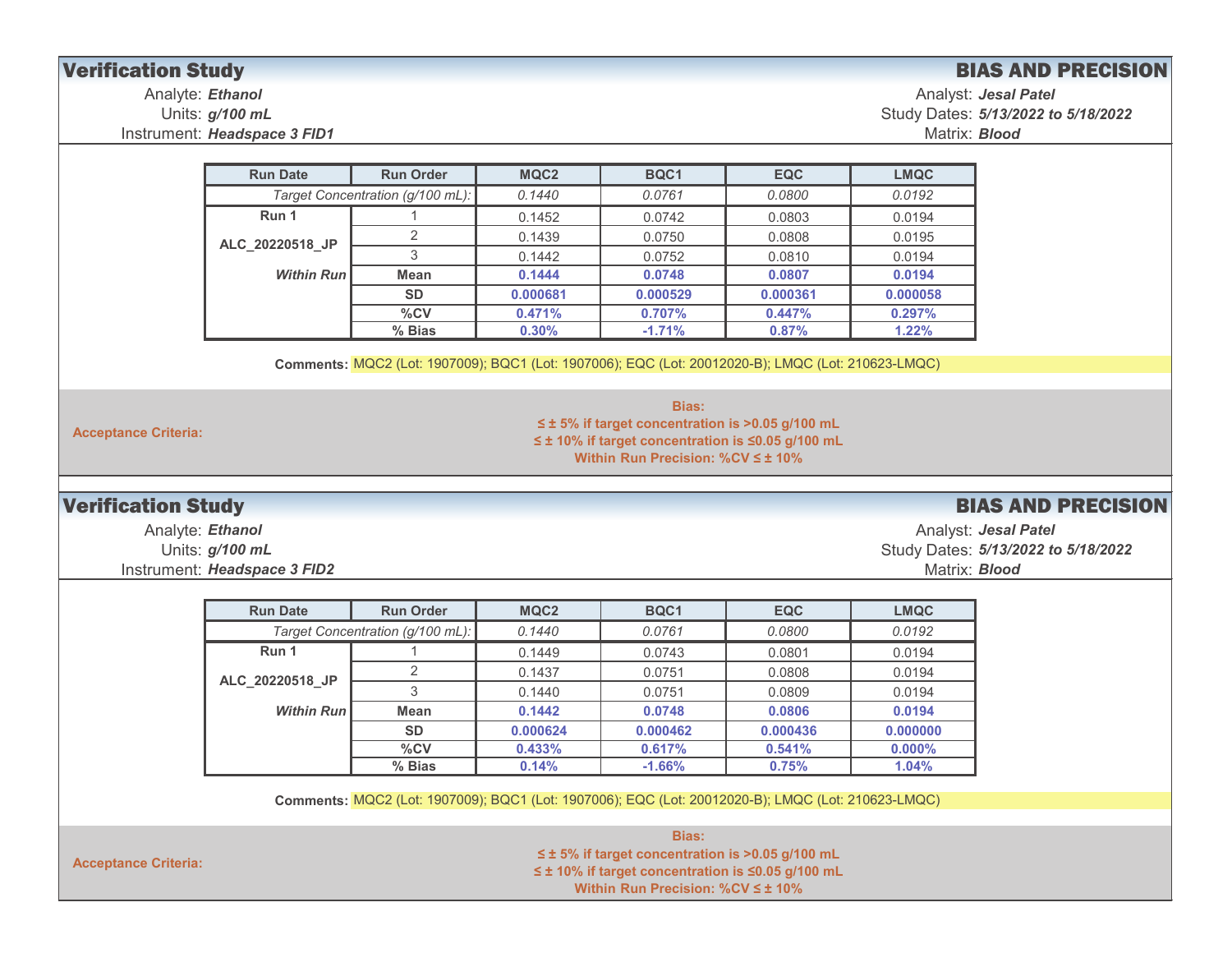## Verification Study — BIAS AND PRECISION

Analyte: ***Ethanol***
Units: ***g/100 mL***
Instrument: ***Headspace 3 FID1***

Analyst: ***Jesal Patel***
Study Dates: ***5/13/2022 to 5/18/2022***
Matrix: ***Blood***

| Run Date | Run Order | MQC2 | BQC1 | EQC | LMQC |
|---|---|---|---|---|---|
| *Target Concentration (g/100 mL):* | | *0.1440* | *0.0761* | *0.0800* | *0.0192* |
| **Run 1** | 1 | 0.1452 | 0.0742 | 0.0803 | 0.0194 |
| **ALC_20220518_JP** | 2 | 0.1439 | 0.0750 | 0.0808 | 0.0195 |
| | 3 | 0.1442 | 0.0752 | 0.0810 | 0.0194 |
| ***Within Run*** | **Mean** | **0.1444** | **0.0748** | **0.0807** | **0.0194** |
| | **SD** | **0.000681** | **0.000529** | **0.000361** | **0.000058** |
| | **%CV** | **0.471%** | **0.707%** | **0.447%** | **0.297%** |
| | **% Bias** | **0.30%** | **-1.71%** | **0.87%** | **1.22%** |

**Comments:** MQC2 (Lot: 1907009); BQC1 (Lot: 1907006); EQC (Lot: 20012020-B); LMQC (Lot: 210623-LMQC)

**Acceptance Criteria:**

**Bias:**
**≤ ± 5% if target concentration is >0.05 g/100 mL**
**≤ ± 10% if target concentration is ≤0.05 g/100 mL**
**Within Run Precision: %CV ≤ ± 10%**

## Verification Study — BIAS AND PRECISION

Analyte: ***Ethanol***
Units: ***g/100 mL***
Instrument: ***Headspace 3 FID2***

Analyst: ***Jesal Patel***
Study Dates: ***5/13/2022 to 5/18/2022***
Matrix: ***Blood***

| Run Date | Run Order | MQC2 | BQC1 | EQC | LMQC |
|---|---|---|---|---|---|
| *Target Concentration (g/100 mL):* | | *0.1440* | *0.0761* | *0.0800* | *0.0192* |
| **Run 1** | 1 | 0.1449 | 0.0743 | 0.0801 | 0.0194 |
| **ALC_20220518_JP** | 2 | 0.1437 | 0.0751 | 0.0808 | 0.0194 |
| | 3 | 0.1440 | 0.0751 | 0.0809 | 0.0194 |
| ***Within Run*** | **Mean** | **0.1442** | **0.0748** | **0.0806** | **0.0194** |
| | **SD** | **0.000624** | **0.000462** | **0.000436** | **0.000000** |
| | **%CV** | **0.433%** | **0.617%** | **0.541%** | **0.000%** |
| | **% Bias** | **0.14%** | **-1.66%** | **0.75%** | **1.04%** |

**Comments:** MQC2 (Lot: 1907009); BQC1 (Lot: 1907006); EQC (Lot: 20012020-B); LMQC (Lot: 210623-LMQC)

**Acceptance Criteria:**

**Bias:**
**≤ ± 5% if target concentration is >0.05 g/100 mL**
**≤ ± 10% if target concentration is ≤0.05 g/100 mL**
**Within Run Precision: %CV ≤ ± 10%**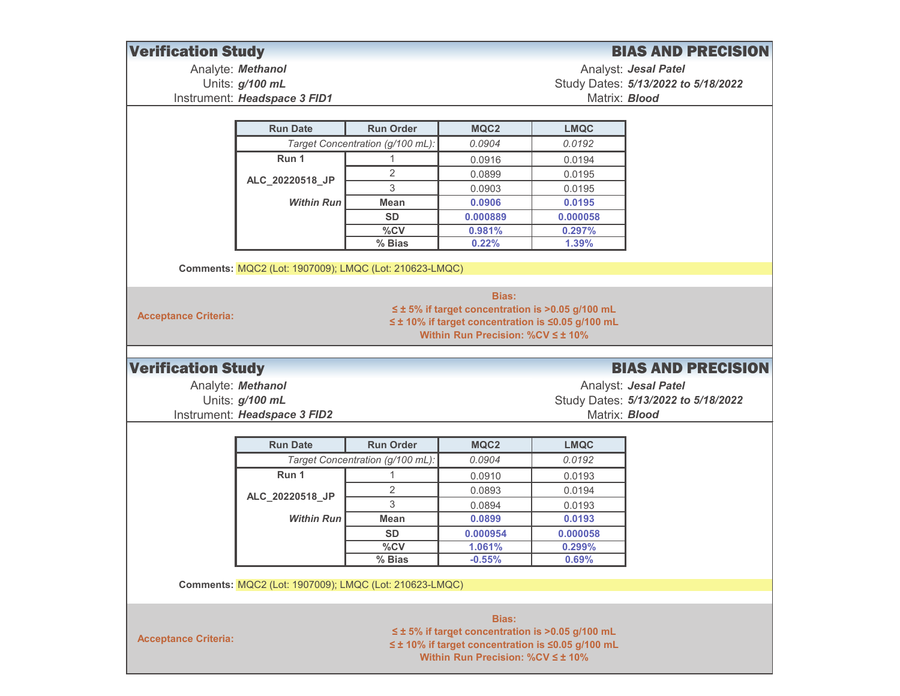## Verification Study — BIAS AND PRECISION

Analyte: ***Methanol***
Units: ***g/100 mL***
Instrument: ***Headspace 3 FID1***

Analyst: ***Jesal Patel***
Study Dates: ***5/13/2022 to 5/18/2022***
Matrix: ***Blood***

| Run Date | Run Order | MQC2 | LMQC |
|---|---|---|---|
| *Target Concentration (g/100 mL):* | | *0.0904* | *0.0192* |
| **Run 1** | 1 | 0.0916 | 0.0194 |
| **ALC_20220518_JP** | 2 | 0.0899 | 0.0195 |
| | 3 | 0.0903 | 0.0195 |
| ***Within Run*** | **Mean** | **0.0906** | **0.0195** |
| | **SD** | **0.000889** | **0.000058** |
| | **%CV** | **0.981%** | **0.297%** |
| | **% Bias** | **0.22%** | **1.39%** |

**Comments:** MQC2 (Lot: 1907009); LMQC (Lot: 210623-LMQC)

**Acceptance Criteria:**

**Bias:**
**≤ ± 5% if target concentration is >0.05 g/100 mL**
**≤ ± 10% if target concentration is ≤0.05 g/100 mL**
**Within Run Precision: %CV ≤ ± 10%**

## Verification Study — BIAS AND PRECISION

Analyte: ***Methanol***
Units: ***g/100 mL***
Instrument: ***Headspace 3 FID2***

Analyst: ***Jesal Patel***
Study Dates: ***5/13/2022 to 5/18/2022***
Matrix: ***Blood***

| Run Date | Run Order | MQC2 | LMQC |
|---|---|---|---|
| *Target Concentration (g/100 mL):* | | *0.0904* | *0.0192* |
| **Run 1** | 1 | 0.0910 | 0.0193 |
| **ALC_20220518_JP** | 2 | 0.0893 | 0.0194 |
| | 3 | 0.0894 | 0.0193 |
| ***Within Run*** | **Mean** | **0.0899** | **0.0193** |
| | **SD** | **0.000954** | **0.000058** |
| | **%CV** | **1.061%** | **0.299%** |
| | **% Bias** | **-0.55%** | **0.69%** |

**Comments:** MQC2 (Lot: 1907009); LMQC (Lot: 210623-LMQC)

**Acceptance Criteria:**

**Bias:**
**≤ ± 5% if target concentration is >0.05 g/100 mL**
**≤ ± 10% if target concentration is ≤0.05 g/100 mL**
**Within Run Precision: %CV ≤ ± 10%**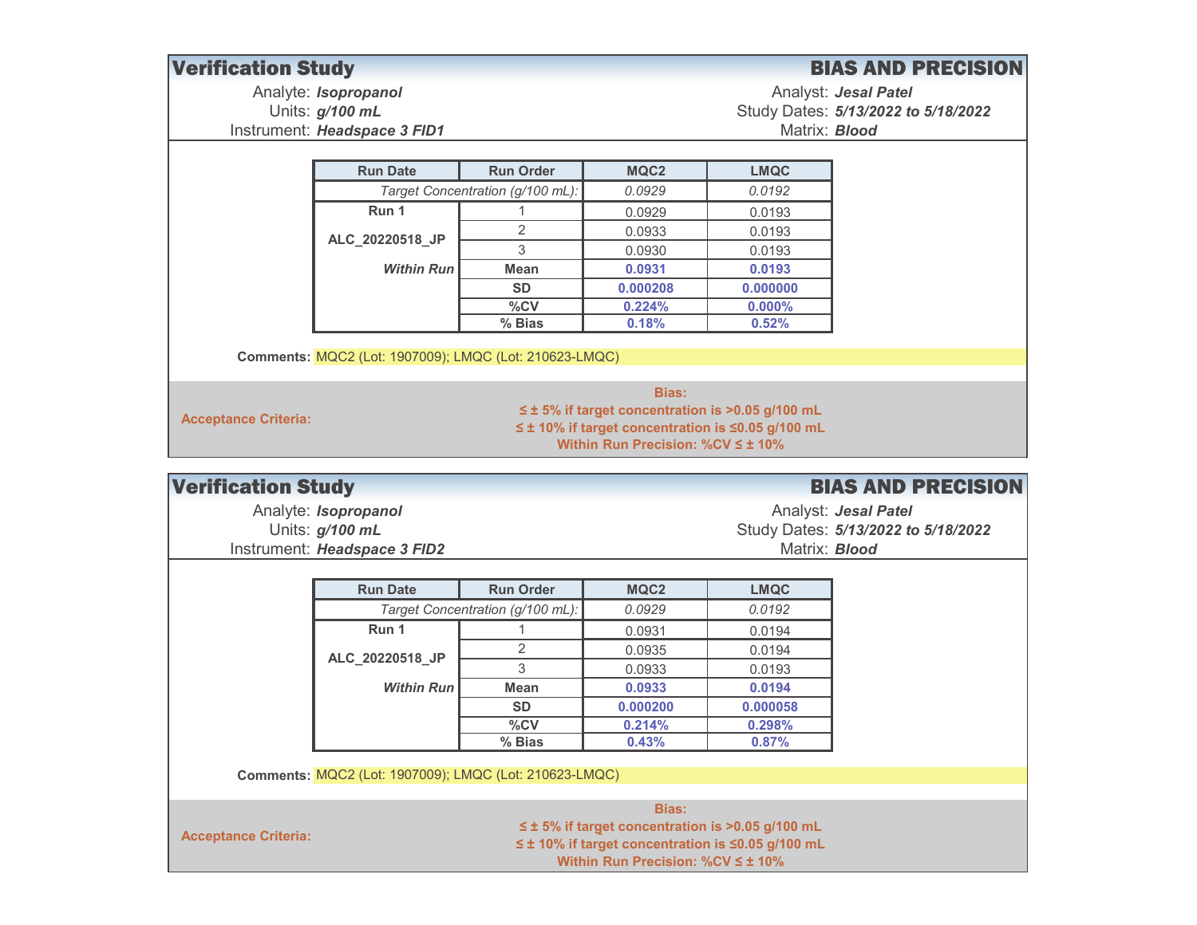## Verification Study — BIAS AND PRECISION

Analyte: ***Isopropanol***
Units: ***g/100 mL***
Instrument: ***Headspace 3 FID1***

Analyst: ***Jesal Patel***
Study Dates: ***5/13/2022 to 5/18/2022***
Matrix: ***Blood***

| Run Date | Run Order | MQC2 | LMQC |
|---|---|---|---|
| *Target Concentration (g/100 mL):* | | *0.0929* | *0.0192* |
| **Run 1** | 1 | 0.0929 | 0.0193 |
| **ALC_20220518_JP** | 2 | 0.0933 | 0.0193 |
| | 3 | 0.0930 | 0.0193 |
| ***Within Run*** | **Mean** | **0.0931** | **0.0193** |
| | **SD** | **0.000208** | **0.000000** |
| | **%CV** | **0.224%** | **0.000%** |
| | **% Bias** | **0.18%** | **0.52%** |

**Comments:** MQC2 (Lot: 1907009); LMQC (Lot: 210623-LMQC)

**Acceptance Criteria:**

**Bias:**
**≤ ± 5% if target concentration is >0.05 g/100 mL**
**≤ ± 10% if target concentration is ≤0.05 g/100 mL**
**Within Run Precision: %CV ≤ ± 10%**

## Verification Study — BIAS AND PRECISION

Analyte: ***Isopropanol***
Units: ***g/100 mL***
Instrument: ***Headspace 3 FID2***

Analyst: ***Jesal Patel***
Study Dates: ***5/13/2022 to 5/18/2022***
Matrix: ***Blood***

| Run Date | Run Order | MQC2 | LMQC |
|---|---|---|---|
| *Target Concentration (g/100 mL):* | | *0.0929* | *0.0192* |
| **Run 1** | 1 | 0.0931 | 0.0194 |
| **ALC_20220518_JP** | 2 | 0.0935 | 0.0194 |
| | 3 | 0.0933 | 0.0193 |
| ***Within Run*** | **Mean** | **0.0933** | **0.0194** |
| | **SD** | **0.000200** | **0.000058** |
| | **%CV** | **0.214%** | **0.298%** |
| | **% Bias** | **0.43%** | **0.87%** |

**Comments:** MQC2 (Lot: 1907009); LMQC (Lot: 210623-LMQC)

**Acceptance Criteria:**

**Bias:**
**≤ ± 5% if target concentration is >0.05 g/100 mL**
**≤ ± 10% if target concentration is ≤0.05 g/100 mL**
**Within Run Precision: %CV ≤ ± 10%**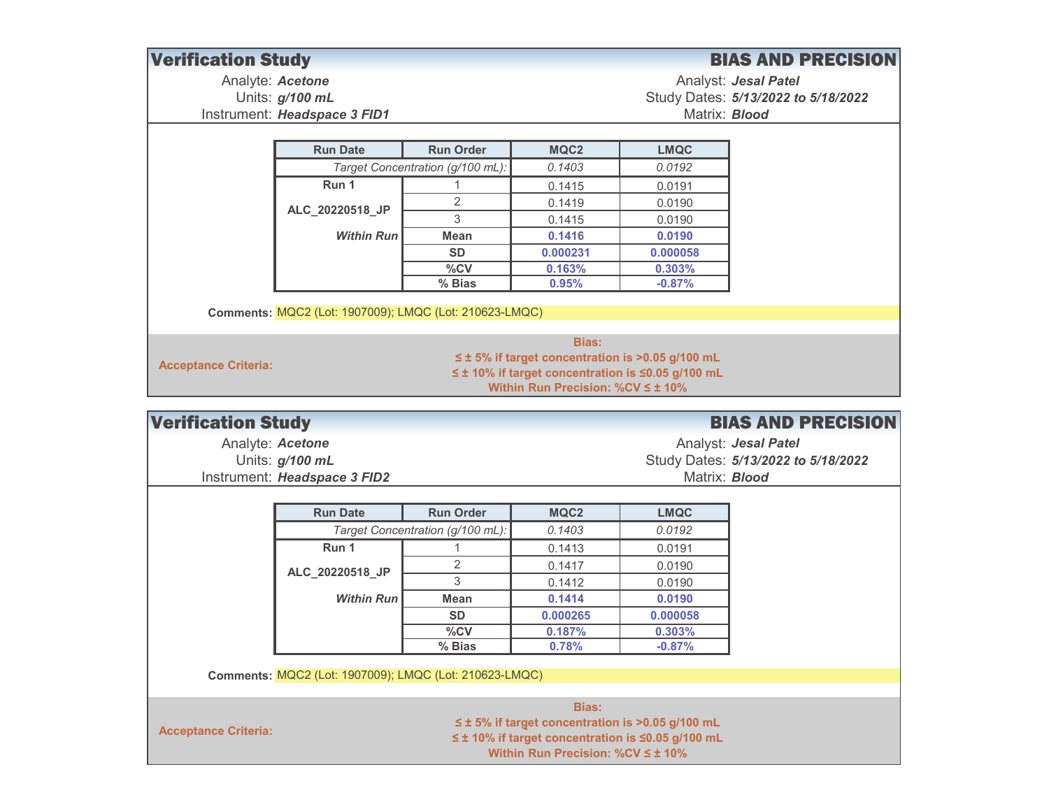## Verification Study — BIAS AND PRECISION

Analyte: ***Acetone***
Units: ***g/100 mL***
Instrument: ***Headspace 3 FID1***

Analyst: ***Jesal Patel***
Study Dates: ***5/13/2022 to 5/18/2022***
Matrix: ***Blood***

| Run Date | Run Order | MQC2 | LMQC |
|---|---|---|---|
| *Target Concentration (g/100 mL):* | | *0.1403* | *0.0192* |
| **Run 1** | 1 | 0.1415 | 0.0191 |
| **ALC_20220518_JP** | 2 | 0.1419 | 0.0190 |
| | 3 | 0.1415 | 0.0190 |
| ***Within Run*** | **Mean** | **0.1416** | **0.0190** |
| | **SD** | **0.000231** | **0.000058** |
| | **%CV** | **0.163%** | **0.303%** |
| | **% Bias** | **0.95%** | **-0.87%** |

**Comments:** MQC2 (Lot: 1907009); LMQC (Lot: 210623-LMQC)

**Acceptance Criteria:**

**Bias:**
**≤ ± 5% if target concentration is >0.05 g/100 mL**
**≤ ± 10% if target concentration is ≤0.05 g/100 mL**
**Within Run Precision: %CV ≤ ± 10%**

## Verification Study — BIAS AND PRECISION

Analyte: ***Acetone***
Units: ***g/100 mL***
Instrument: ***Headspace 3 FID2***

Analyst: ***Jesal Patel***
Study Dates: ***5/13/2022 to 5/18/2022***
Matrix: ***Blood***

| Run Date | Run Order | MQC2 | LMQC |
|---|---|---|---|
| *Target Concentration (g/100 mL):* | | *0.1403* | *0.0192* |
| **Run 1** | 1 | 0.1413 | 0.0191 |
| **ALC_20220518_JP** | 2 | 0.1417 | 0.0190 |
| | 3 | 0.1412 | 0.0190 |
| ***Within Run*** | **Mean** | **0.1414** | **0.0190** |
| | **SD** | **0.000265** | **0.000058** |
| | **%CV** | **0.187%** | **0.303%** |
| | **% Bias** | **0.78%** | **-0.87%** |

**Comments:** MQC2 (Lot: 1907009); LMQC (Lot: 210623-LMQC)

**Acceptance Criteria:**

**Bias:**
**≤ ± 5% if target concentration is >0.05 g/100 mL**
**≤ ± 10% if target concentration is ≤0.05 g/100 mL**
**Within Run Precision: %CV ≤ ± 10%**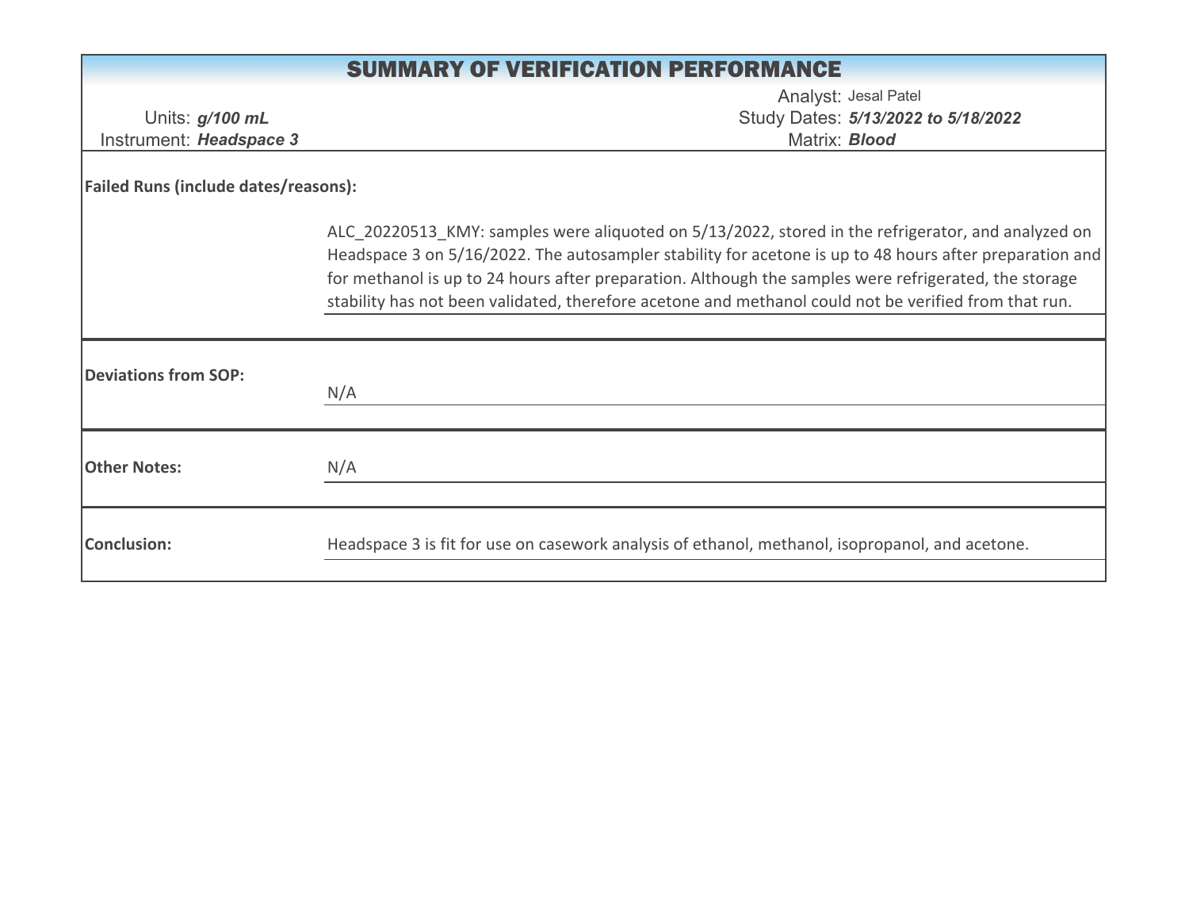## SUMMARY OF VERIFICATION PERFORMANCE

Analyst: Jesal Patel

Units: ***g/100 mL***
Study Dates: ***5/13/2022 to 5/18/2022***

Instrument: ***Headspace 3***
Matrix: ***Blood***

**Failed Runs (include dates/reasons):**

ALC_20220513_KMY: samples were aliquoted on 5/13/2022, stored in the refrigerator, and analyzed on Headspace 3 on 5/16/2022. The autosampler stability for acetone is up to 48 hours after preparation and for methanol is up to 24 hours after preparation. Although the samples were refrigerated, the storage stability has not been validated, therefore acetone and methanol could not be verified from that run.

**Deviations from SOP:**

N/A

**Other Notes:**

N/A

**Conclusion:**

Headspace 3 is fit for use on casework analysis of ethanol, methanol, isopropanol, and acetone.